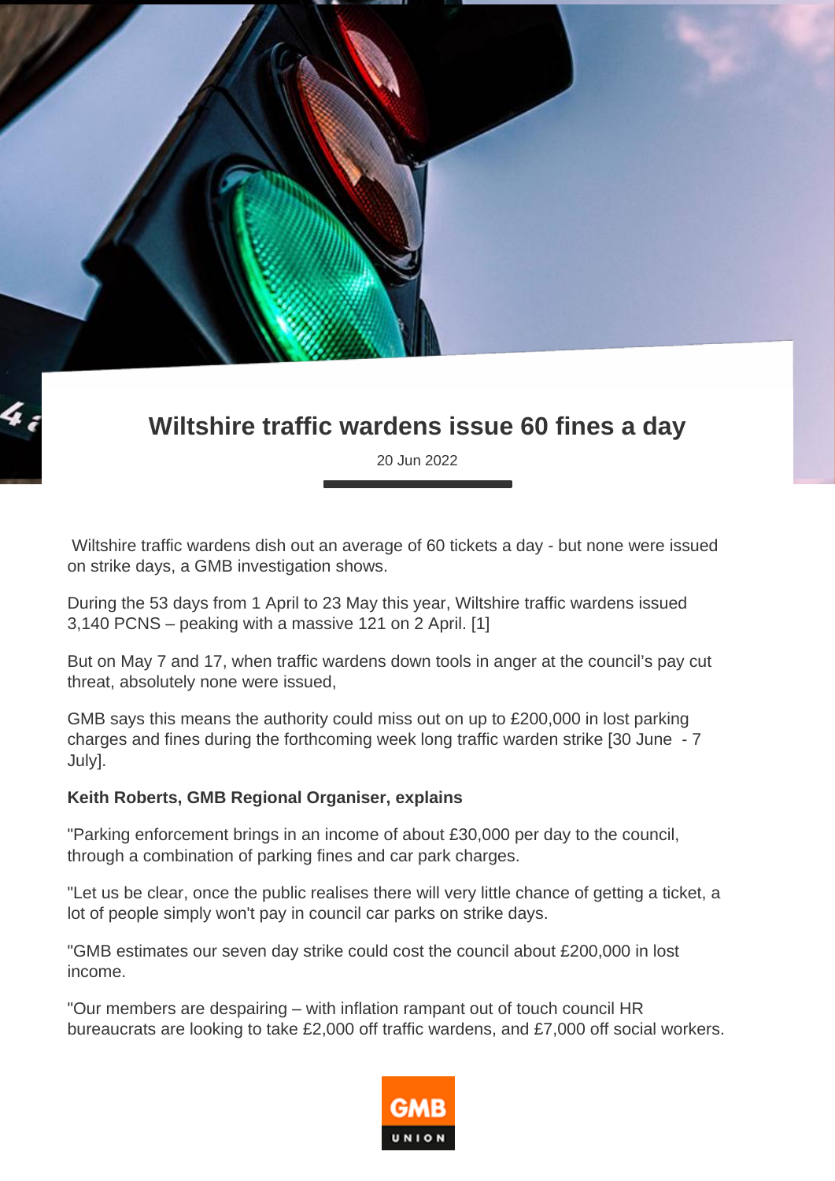# Wiltshire traffic wardens issue 60 fines a day

20 Jun 2022

Wiltshire traffic wardens dish out an average of 60 tickets a day - but none were issued on strike days, a GMB investigation shows.

During the 53 days from 1 April to 23 May this year, Wiltshire traffic wardens issued 3,140 PCNS – peaking with a massive 121 on 2 April. [1]

But on May 7 and 17, when traffic wardens down tools in anger at the council's pay cut threat, absolutely none were issued,

GMB says this means the authority could miss out on up to £200,000 in lost parking charges and fines during the forthcoming week long traffic warden strike [30 June - 7 July].

**Keith Roberts, GMB Regional Organiser, explains**

"Parking enforcement brings in an income of about £30,000 per day to the council, through a combination of parking fines and car park charges.

"Let us be clear, once the public realises there will very little chance of getting a ticket, a lot of people simply won't pay in council car parks on strike days.

"GMB estimates our seven day strike could cost the council about £200,000 in lost income.

"Our members are despairing – with inflation rampant out of touch council HR bureaucrats are looking to take £2,000 off traffic wardens, and £7,000 off social workers.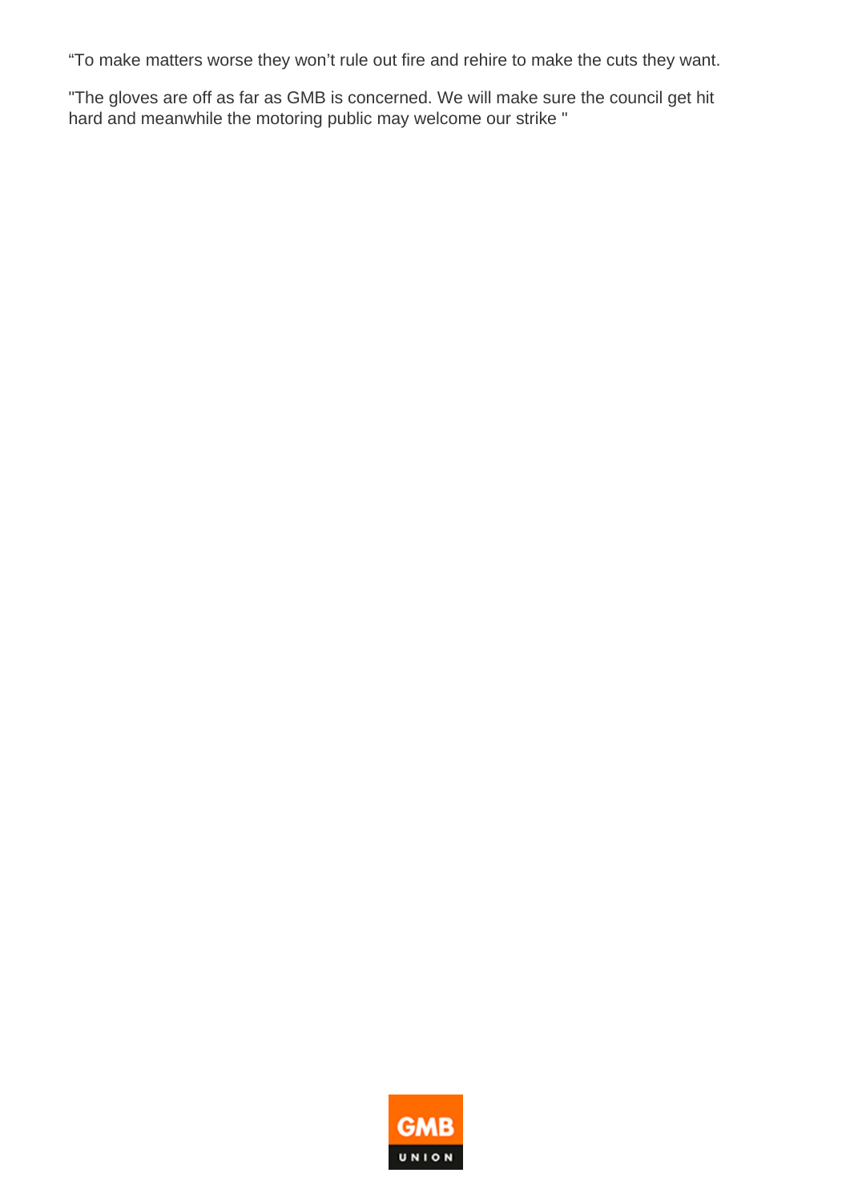“To make matters worse they won’t rule out fire and rehire to make the cuts they want.

"The gloves are off as far as GMB is concerned. We will make sure the council get hit hard and meanwhile the motoring public may welcome our strike "